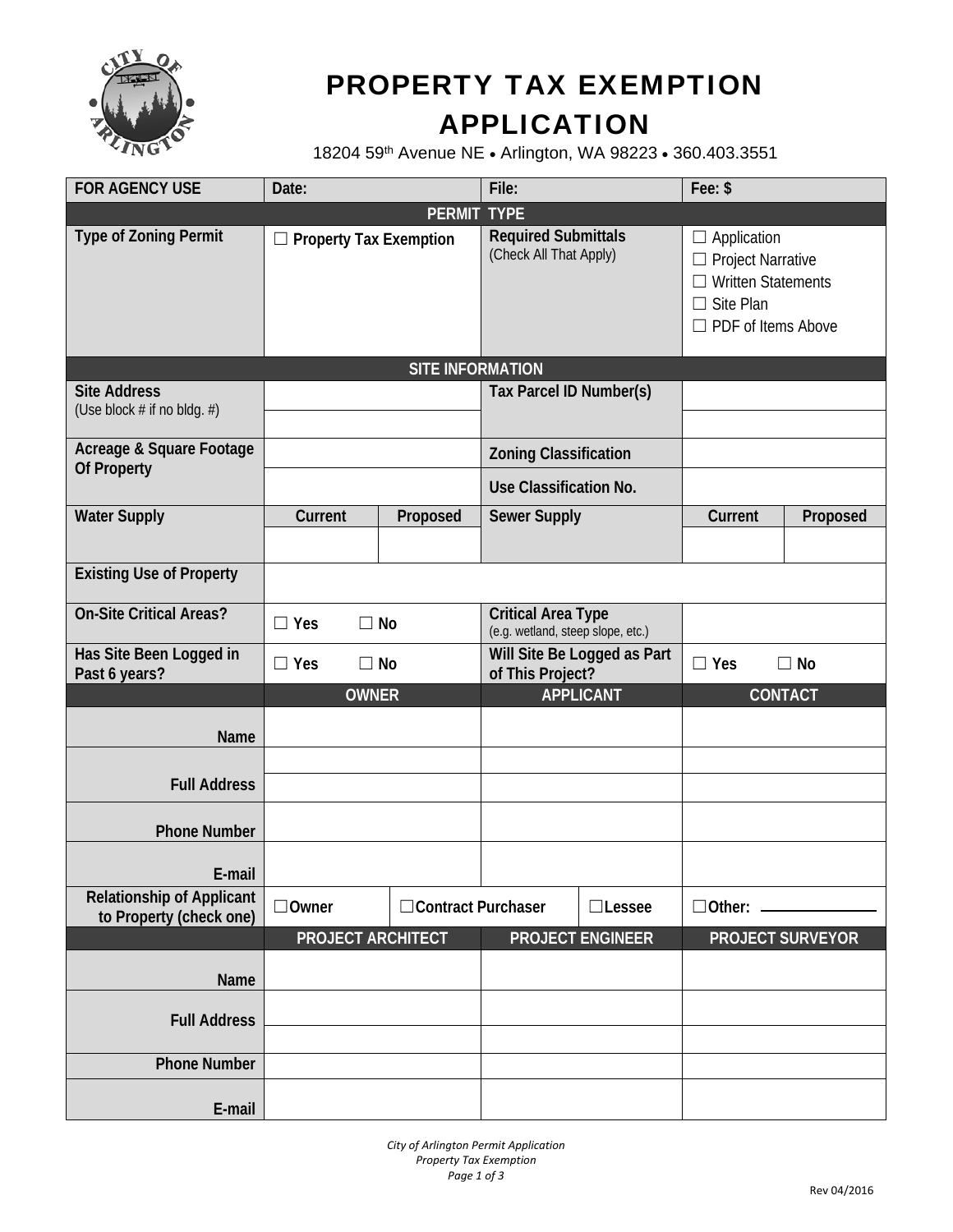# PROPERTY TAX EXEMPTION APPLICATION

18204 59th Avenue NE • Arlington, WA 98223 • 360.403.3551

| FOR AGENCY USE | Date: | File: | Fee: $ |
|---|---|---|---|
| **PERMIT TYPE** | | | |
| Type of Zoning Permit | ☐ Property Tax Exemption | Required Submittals (Check All That Apply) | ☐ Application<br>☐ Project Narrative<br>☐ Written Statements<br>☐ Site Plan<br>☐ PDF of Items Above |

| **SITE INFORMATION** | | | | | |
|---|---|---|---|---|---|
| Site Address (Use block # if no bldg. #) | | | Tax Parcel ID Number(s) | | |
| Acreage & Square Footage Of Property | | | Zoning Classification | | |
| | | | Use Classification No. | | |
| Water Supply | Current | Proposed | Sewer Supply | Current | Proposed |
| | | | | | |
| Existing Use of Property | | | | | |
| On-Site Critical Areas? | ☐ Yes ☐ No | | Critical Area Type (e.g. wetland, steep slope, etc.) | | |
| Has Site Been Logged in Past 6 years? | ☐ Yes ☐ No | | Will Site Be Logged as Part of This Project? | ☐ Yes ☐ No | |

| | OWNER | APPLICANT | CONTACT |
|---|---|---|---|
| Name | | | |
| Full Address | | | |
| Phone Number | | | |
| E-mail | | | |
| Relationship of Applicant to Property (check one) | ☐Owner ☐Contract Purchaser | ☐Lessee | ☐Other: ________ |

| | PROJECT ARCHITECT | PROJECT ENGINEER | PROJECT SURVEYOR |
|---|---|---|---|
| Name | | | |
| Full Address | | | |
| Phone Number | | | |
| E-mail | | | |

*City of Arlington Permit Application*
*Property Tax Exemption*

Rev 04/2016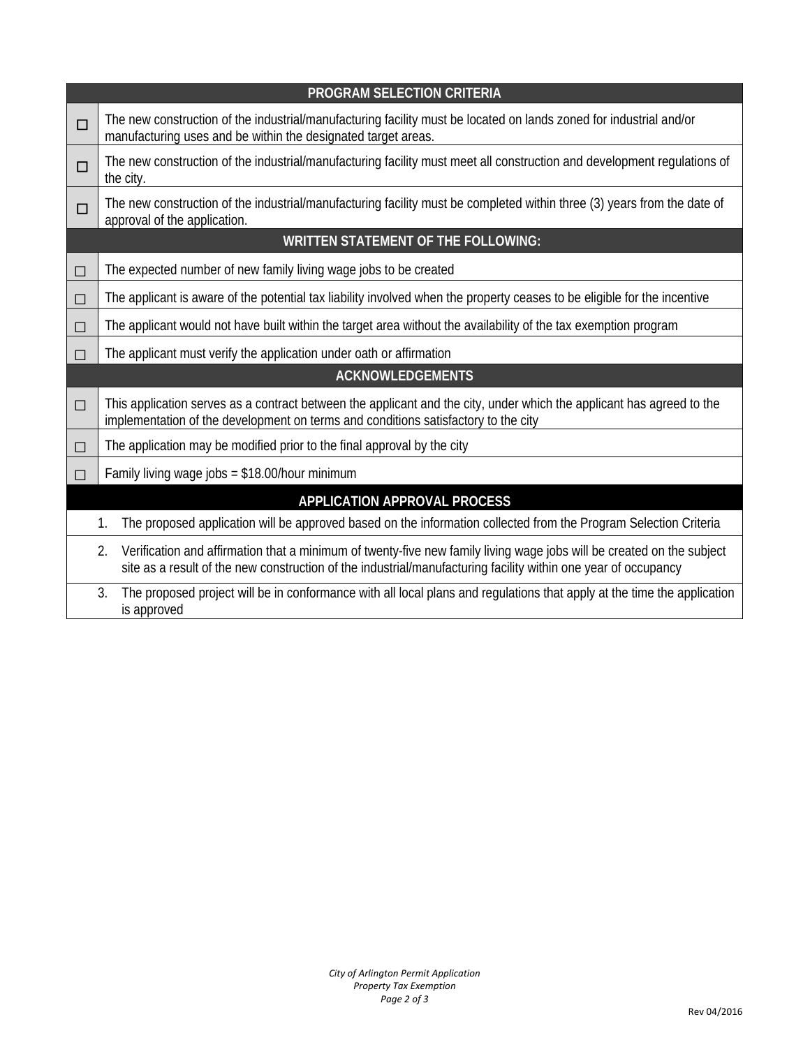| | PROGRAM SELECTION CRITERIA |
|---|---|
| ☐ | The new construction of the industrial/manufacturing facility must be located on lands zoned for industrial and/or manufacturing uses and be within the designated target areas. |
| ☐ | The new construction of the industrial/manufacturing facility must meet all construction and development regulations of the city. |
| ☐ | The new construction of the industrial/manufacturing facility must be completed within three (3) years from the date of approval of the application. |
| | **WRITTEN STATEMENT OF THE FOLLOWING:** |
| ☐ | The expected number of new family living wage jobs to be created |
| ☐ | The applicant is aware of the potential tax liability involved when the property ceases to be eligible for the incentive |
| ☐ | The applicant would not have built within the target area without the availability of the tax exemption program |
| ☐ | The applicant must verify the application under oath or affirmation |
| | **ACKNOWLEDGEMENTS** |
| ☐ | This application serves as a contract between the applicant and the city, under which the applicant has agreed to the implementation of the development on terms and conditions satisfactory to the city |
| ☐ | The application may be modified prior to the final approval by the city |
| ☐ | Family living wage jobs = $18.00/hour minimum |

## APPLICATION APPROVAL PROCESS

1. The proposed application will be approved based on the information collected from the Program Selection Criteria
2. Verification and affirmation that a minimum of twenty-five new family living wage jobs will be created on the subject site as a result of the new construction of the industrial/manufacturing facility within one year of occupancy
3. The proposed project will be in conformance with all local plans and regulations that apply at the time the application is approved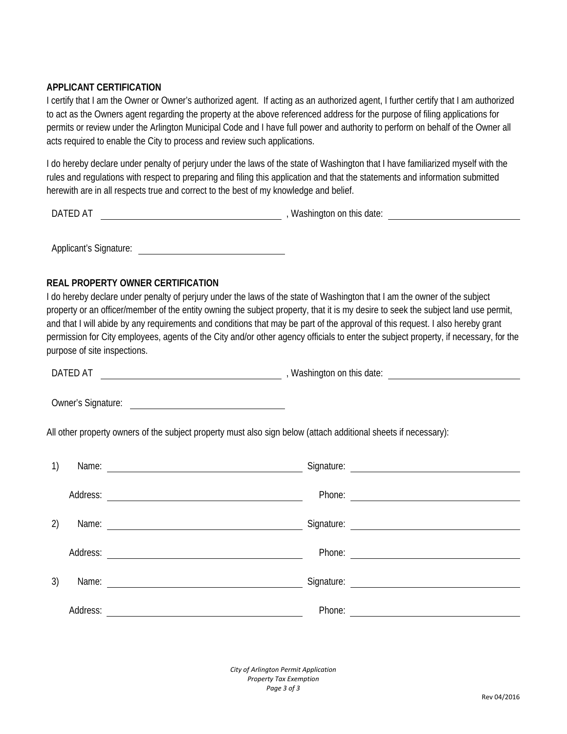## APPLICANT CERTIFICATION

I certify that I am the Owner or Owner's authorized agent. If acting as an authorized agent, I further certify that I am authorized to act as the Owners agent regarding the property at the above referenced address for the purpose of filing applications for permits or review under the Arlington Municipal Code and I have full power and authority to perform on behalf of the Owner all acts required to enable the City to process and review such applications.

I do hereby declare under penalty of perjury under the laws of the state of Washington that I have familiarized myself with the rules and regulations with respect to preparing and filing this application and that the statements and information submitted herewith are in all respects true and correct to the best of my knowledge and belief.

DATED AT \_\_\_\_\_\_\_\_\_\_\_\_\_\_\_\_\_\_\_\_\_\_\_\_\_\_\_\_\_\_ , Washington on this date: \_\_\_\_\_\_\_\_\_\_\_\_\_\_\_\_\_\_\_\_

Applicant's Signature: \_\_\_\_\_\_\_\_\_\_\_\_\_\_\_\_\_\_\_\_\_\_\_\_\_\_\_\_

## REAL PROPERTY OWNER CERTIFICATION

I do hereby declare under penalty of perjury under the laws of the state of Washington that I am the owner of the subject property or an officer/member of the entity owning the subject property, that it is my desire to seek the subject land use permit, and that I will abide by any requirements and conditions that may be part of the approval of this request. I also hereby grant permission for City employees, agents of the City and/or other agency officials to enter the subject property, if necessary, for the purpose of site inspections.

DATED AT \_\_\_\_\_\_\_\_\_\_\_\_\_\_\_\_\_\_\_\_\_\_\_\_\_\_\_\_\_\_ , Washington on this date: \_\_\_\_\_\_\_\_\_\_\_\_\_\_\_\_\_\_\_\_

Owner's Signature: \_\_\_\_\_\_\_\_\_\_\_\_\_\_\_\_\_\_\_\_\_\_\_\_\_\_\_\_

All other property owners of the subject property must also sign below (attach additional sheets if necessary):

1) Name: \_\_\_\_\_\_\_\_\_\_\_\_\_\_\_\_\_\_\_\_\_\_\_\_\_\_\_\_\_\_ Signature: \_\_\_\_\_\_\_\_\_\_\_\_\_\_\_\_\_\_\_\_\_\_\_\_\_\_\_\_\_\_

Address: \_\_\_\_\_\_\_\_\_\_\_\_\_\_\_\_\_\_\_\_\_\_\_\_\_\_\_\_\_\_ Phone: \_\_\_\_\_\_\_\_\_\_\_\_\_\_\_\_\_\_\_\_\_\_\_\_\_\_\_\_\_\_

2) Name: \_\_\_\_\_\_\_\_\_\_\_\_\_\_\_\_\_\_\_\_\_\_\_\_\_\_\_\_\_\_ Signature: \_\_\_\_\_\_\_\_\_\_\_\_\_\_\_\_\_\_\_\_\_\_\_\_\_\_\_\_\_\_

Address: \_\_\_\_\_\_\_\_\_\_\_\_\_\_\_\_\_\_\_\_\_\_\_\_\_\_\_\_\_\_ Phone: \_\_\_\_\_\_\_\_\_\_\_\_\_\_\_\_\_\_\_\_\_\_\_\_\_\_\_\_\_\_

3) Name: \_\_\_\_\_\_\_\_\_\_\_\_\_\_\_\_\_\_\_\_\_\_\_\_\_\_\_\_\_\_ Signature: \_\_\_\_\_\_\_\_\_\_\_\_\_\_\_\_\_\_\_\_\_\_\_\_\_\_\_\_\_\_

Address: \_\_\_\_\_\_\_\_\_\_\_\_\_\_\_\_\_\_\_\_\_\_\_\_\_\_\_\_\_\_ Phone: \_\_\_\_\_\_\_\_\_\_\_\_\_\_\_\_\_\_\_\_\_\_\_\_\_\_\_\_\_\_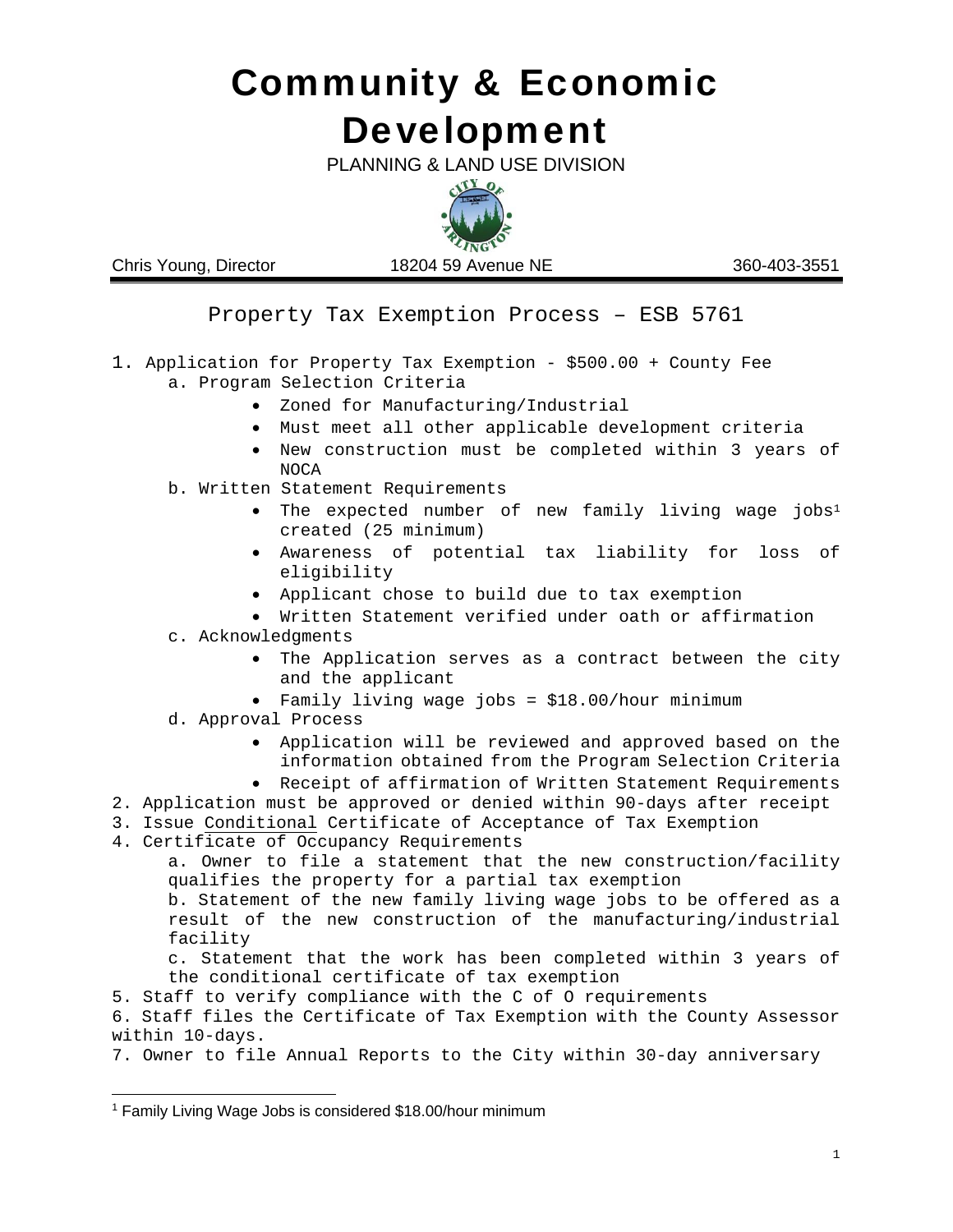# Community & Economic Development

PLANNING & LAND USE DIVISION

Chris Young, Director | 18204 59 Avenue NE | 360-403-3551

## Property Tax Exemption Process – ESB 5761

1. Application for Property Tax Exemption - $500.00 + County Fee
   a. Program Selection Criteria
      - Zoned for Manufacturing/Industrial
      - Must meet all other applicable development criteria
      - New construction must be completed within 3 years of NOCA

   b. Written Statement Requirements
      - The expected number of new family living wage jobs[1] created (25 minimum)
      - Awareness of potential tax liability for loss of eligibility
      - Applicant chose to build due to tax exemption
      - Written Statement verified under oath or affirmation

   c. Acknowledgments
      - The Application serves as a contract between the city and the applicant
      - Family living wage jobs = $18.00/hour minimum

   d. Approval Process
      - Application will be reviewed and approved based on the information obtained from the Program Selection Criteria
      - Receipt of affirmation of Written Statement Requirements
2. Application must be approved or denied within 90-days after receipt
3. Issue <u>Conditional</u> Certificate of Acceptance of Tax Exemption
4. Certificate of Occupancy Requirements
   a. Owner to file a statement that the new construction/facility qualifies the property for a partial tax exemption
   b. Statement of the new family living wage jobs to be offered as a result of the new construction of the manufacturing/industrial facility
   c. Statement that the work has been completed within 3 years of the conditional certificate of tax exemption
5. Staff to verify compliance with the C of O requirements
6. Staff files the Certificate of Tax Exemption with the County Assessor within 10-days.
7. Owner to file Annual Reports to the City within 30-day anniversary

---

[1] Family Living Wage Jobs is considered $18.00/hour minimum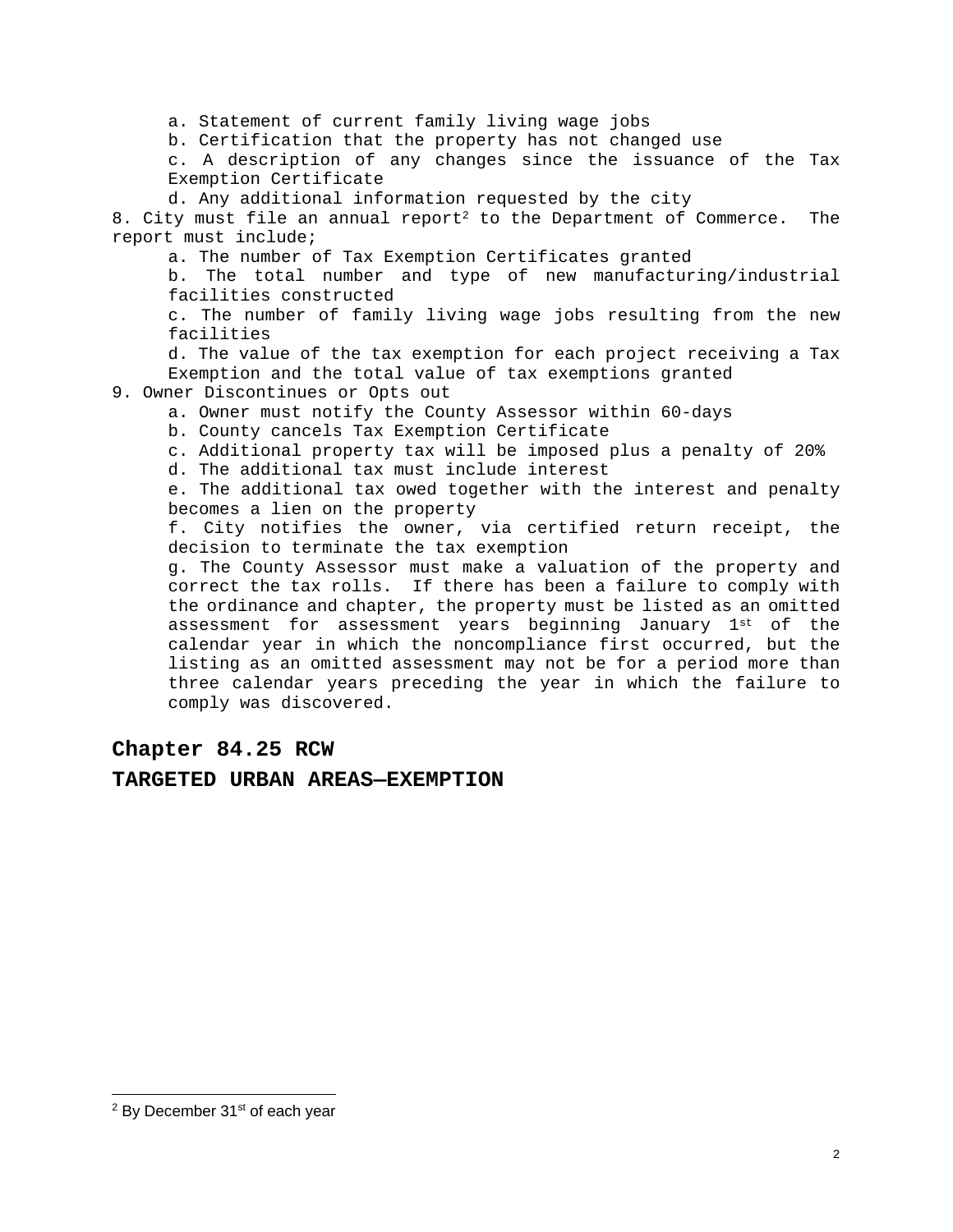a. Statement of current family living wage jobs
   b. Certification that the property has not changed use
   c. A description of any changes since the issuance of the Tax Exemption Certificate
   d. Any additional information requested by the city

8. City must file an annual report[2] to the Department of Commerce. The report must include;
   a. The number of Tax Exemption Certificates granted
   b. The total number and type of new manufacturing/industrial facilities constructed
   c. The number of family living wage jobs resulting from the new facilities
   d. The value of the tax exemption for each project receiving a Tax Exemption and the total value of tax exemptions granted

9. Owner Discontinues or Opts out
   a. Owner must notify the County Assessor within 60-days
   b. County cancels Tax Exemption Certificate
   c. Additional property tax will be imposed plus a penalty of 20%
   d. The additional tax must include interest
   e. The additional tax owed together with the interest and penalty becomes a lien on the property
   f. City notifies the owner, via certified return receipt, the decision to terminate the tax exemption
   g. The County Assessor must make a valuation of the property and correct the tax rolls. If there has been a failure to comply with the ordinance and chapter, the property must be listed as an omitted assessment for assessment years beginning January 1st of the calendar year in which the noncompliance first occurred, but the listing as an omitted assessment may not be for a period more than three calendar years preceding the year in which the failure to comply was discovered.

## Chapter 84.25 RCW

## TARGETED URBAN AREAS—EXEMPTION

[2] By December 31st of each year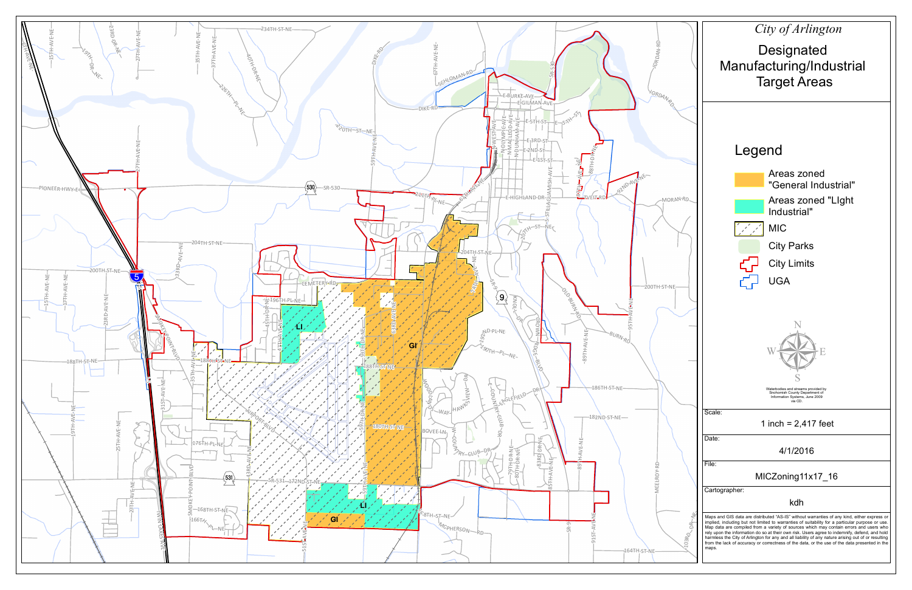*City of Arlington*

# Designated Manufacturing/Industrial Target Areas

## Legend

- Areas zoned "General Industrial"
- Areas zoned "LIght Industrial"
- MIC
- City Parks
- City Limits
- UGA

Waterbodies and streams provided by Snohomish County Department of Information Systems, June 2009 via CD.

Scale:

1 inch = 2,417 feet

Date:

4/1/2016

File:

MICZoning11x17_16

Cartographer:

kdh

Maps and GIS data are distributed "AS-IS" without warranties of any kind, either express or implied, including but not limited to warranties of suitability for a particular purpose or use. Map data are compiled from a variety of sources which may contain errors and users who rely upon the information do so at their own risk. Users agree to indemnify, defend, and hold harmless the City of Arlington for any and all liability of any nature arising out of or resulting from the lack of accuracy or correctness of the data, or the use of the data presented in the maps.